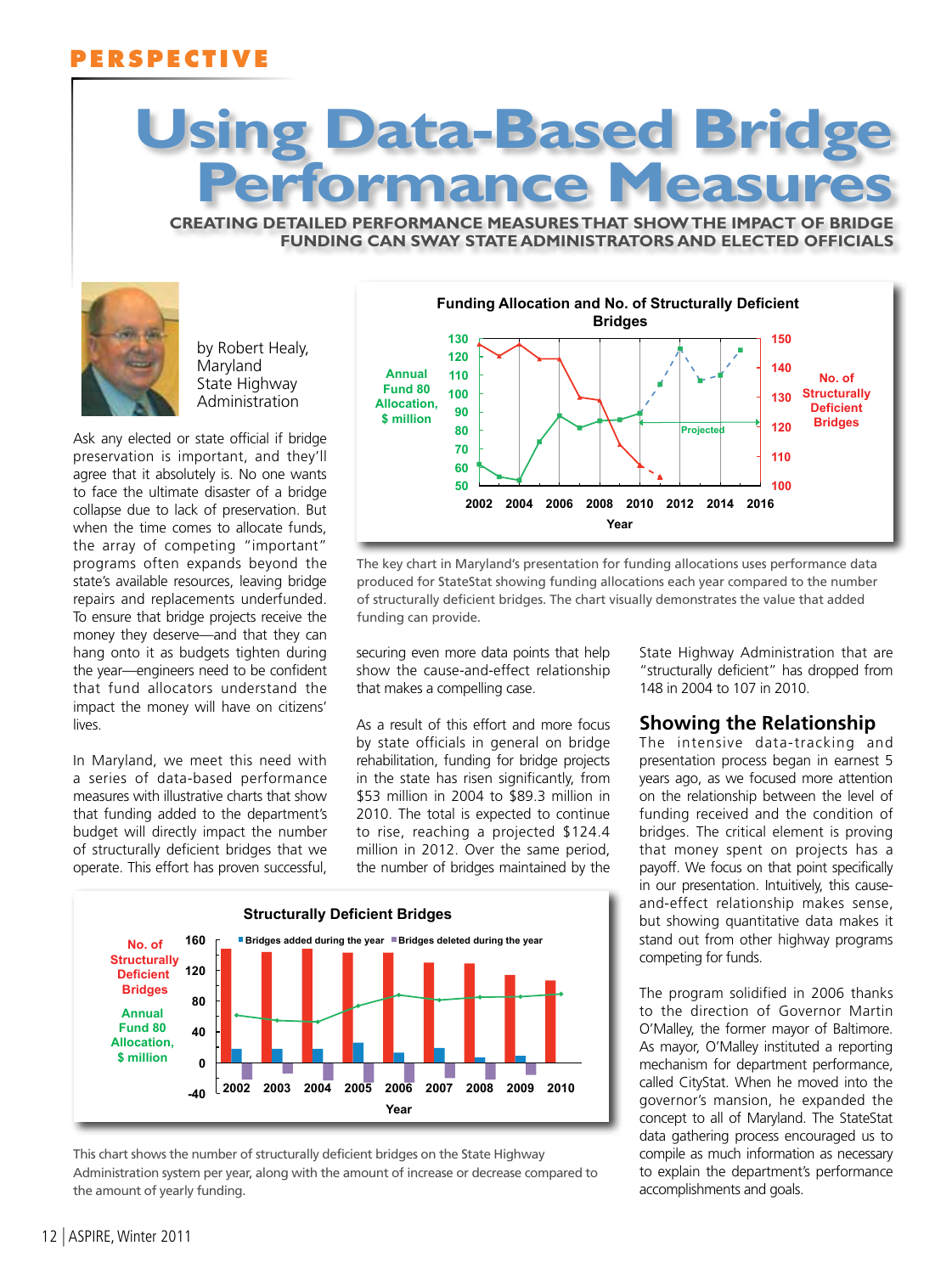PERSPECTIVE

# Using Data-Based Bridge Performance Measures

**CREATING DETAILED PERFORMANCE MEASURES THAT SHOW THE IMPACT OF BRIDGE FUNDING CAN SWAY STATE ADMINISTRATORS AND ELECTED OFFICIALS**

by Robert Healy, Maryland State Highway Administration

Ask any elected or state official if bridge preservation is important, and they'll agree that it absolutely is. No one wants to face the ultimate disaster of a bridge collapse due to lack of preservation. But when the time comes to allocate funds, the array of competing "important" programs often expands beyond the state's available resources, leaving bridge repairs and replacements underfunded. To ensure that bridge projects receive the money they deserve—and that they can hang onto it as budgets tighten during the year—engineers need to be confident that fund allocators understand the impact the money will have on citizens' lives.

In Maryland, we meet this need with a series of data-based performance measures with illustrative charts that show that funding added to the department's budget will directly impact the number of structurally deficient bridges that we operate. This effort has proven successful, securing even more data points that help show the cause-and-effect relationship that makes a compelling case.

As a result of this effort and more focus by state officials in general on bridge rehabilitation, funding for bridge projects in the state has risen significantly, from $53 million in 2004 to $89.3 million in 2010. The total is expected to continue to rise, reaching a projected $124.4 million in 2012. Over the same period, the number of bridges maintained by the State Highway Administration that are "structurally deficient" has dropped from 148 in 2004 to 107 in 2010.

The key chart in Maryland's presentation for funding allocations uses performance data produced for StateStat showing funding allocations each year compared to the number of structurally deficient bridges. The chart visually demonstrates the value that added funding can provide.

## Showing the Relationship

The intensive data-tracking and presentation process began in earnest 5 years ago, as we focused more attention on the relationship between the level of funding received and the condition of bridges. The critical element is proving that money spent on projects has a payoff. We focus on that point specifically in our presentation. Intuitively, this cause-and-effect relationship makes sense, but showing quantitative data makes it stand out from other highway programs competing for funds.

The program solidified in 2006 thanks to the direction of Governor Martin O'Malley, the former mayor of Baltimore. As mayor, O'Malley instituted a reporting mechanism for department performance, called CityStat. When he moved into the governor's mansion, he expanded the concept to all of Maryland. The StateStat data gathering process encouraged us to compile as much information as necessary to explain the department's performance accomplishments and goals.

This chart shows the number of structurally deficient bridges on the State Highway Administration system per year, along with the amount of increase or decrease compared to the amount of yearly funding.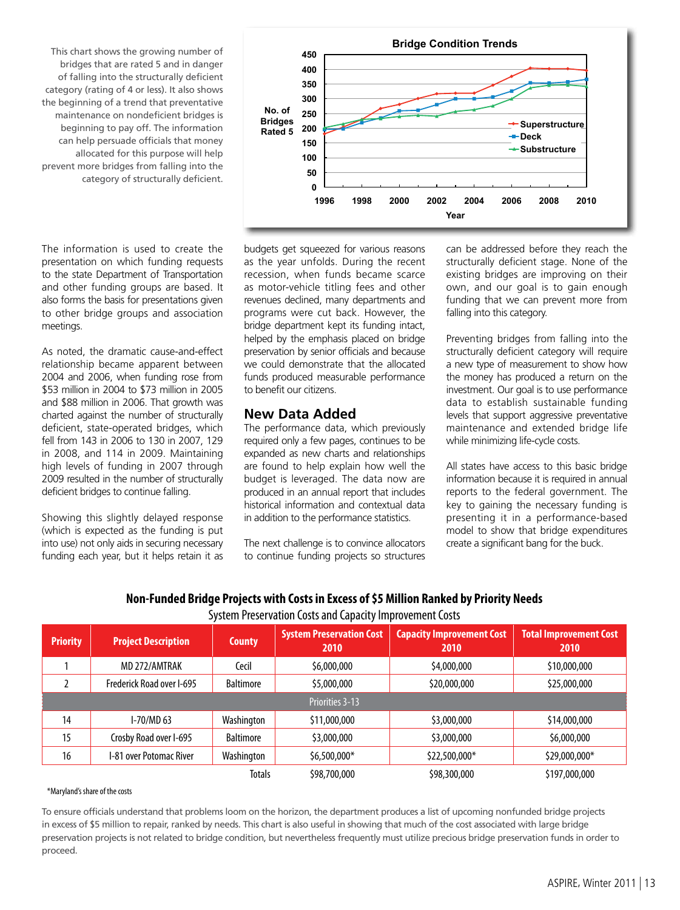This chart shows the growing number of bridges that are rated 5 and in danger of falling into the structurally deficient category (rating of 4 or less). It also shows the beginning of a trend that preventative maintenance on nondeficient bridges is beginning to pay off. The information can help persuade officials that money allocated for this purpose will help prevent more bridges from falling into the category of structurally deficient.

**Bridge Condition Trends**

No. of Bridges Rated 5

450
400
350
300
250
200
150
100
50
0

1996 1998 2000 2002 2004 2006 2008 2010

Year

Superstructure
Deck
Substructure

The information is used to create the presentation on which funding requests to the state Department of Transportation and other funding groups are based. It also forms the basis for presentations given to other bridge groups and association meetings.

As noted, the dramatic cause-and-effect relationship became apparent between 2004 and 2006, when funding rose from $53 million in 2004 to $73 million in 2005 and $88 million in 2006. That growth was charted against the number of structurally deficient, state-operated bridges, which fell from 143 in 2006 to 130 in 2007, 129 in 2008, and 114 in 2009. Maintaining high levels of funding in 2007 through 2009 resulted in the number of structurally deficient bridges to continue falling.

Showing this slightly delayed response (which is expected as the funding is put into use) not only aids in securing necessary funding each year, but it helps retain it as budgets get squeezed for various reasons as the year unfolds. During the recent recession, when funds became scarce as motor-vehicle titling fees and other revenues declined, many departments and programs were cut back. However, the bridge department kept its funding intact, helped by the emphasis placed on bridge preservation by senior officials and because we could demonstrate that the allocated funds produced measurable performance to benefit our citizens.

## New Data Added

The performance data, which previously required only a few pages, continues to be expanded as new charts and relationships are found to help explain how well the budget is leveraged. The data now are produced in an annual report that includes historical information and contextual data in addition to the performance statistics.

The next challenge is to convince allocators to continue funding projects so structures can be addressed before they reach the structurally deficient stage. None of the existing bridges are improving on their own, and our goal is to gain enough funding that we can prevent more from falling into this category.

Preventing bridges from falling into the structurally deficient category will require a new type of measurement to show how the money has produced a return on the investment. Our goal is to use performance data to establish sustainable funding levels that support aggressive preventative maintenance and extended bridge life while minimizing life-cycle costs.

All states have access to this basic bridge information because it is required in annual reports to the federal government. The key to gaining the necessary funding is presenting it in a performance-based model to show that bridge expenditures create a significant bang for the buck.

**Non-Funded Bridge Projects with Costs in Excess of $5 Million Ranked by Priority Needs**

System Preservation Costs and Capacity Improvement Costs

| Priority | Project Description | County | System Preservation Cost 2010 | Capacity Improvement Cost 2010 | Total Improvement Cost 2010 |
|---|---|---|---|---|---|
| 1 | MD 272/AMTRAK | Cecil | $6,000,000 | $4,000,000 | $10,000,000 |
| 2 | Frederick Road over I-695 | Baltimore | $5,000,000 | $20,000,000 | $25,000,000 |
| Priorities 3-13 | | | | | |
| 14 | I-70/MD 63 | Washington | $11,000,000 | $3,000,000 | $14,000,000 |
| 15 | Crosby Road over I-695 | Baltimore | $3,000,000 | $3,000,000 | $6,000,000 |
| 16 | I-81 over Potomac River | Washington | $6,500,000* | $22,500,000* | $29,000,000* |
| | | Totals | $98,700,000 | $98,300,000 | $197,000,000 |

*Maryland's share of the costs

To ensure officials understand that problems loom on the horizon, the department produces a list of upcoming nonfunded bridge projects in excess of $5 million to repair, ranked by needs. This chart is also useful in showing that much of the cost associated with large bridge preservation projects is not related to bridge condition, but nevertheless frequently must utilize precious bridge preservation funds in order to proceed.